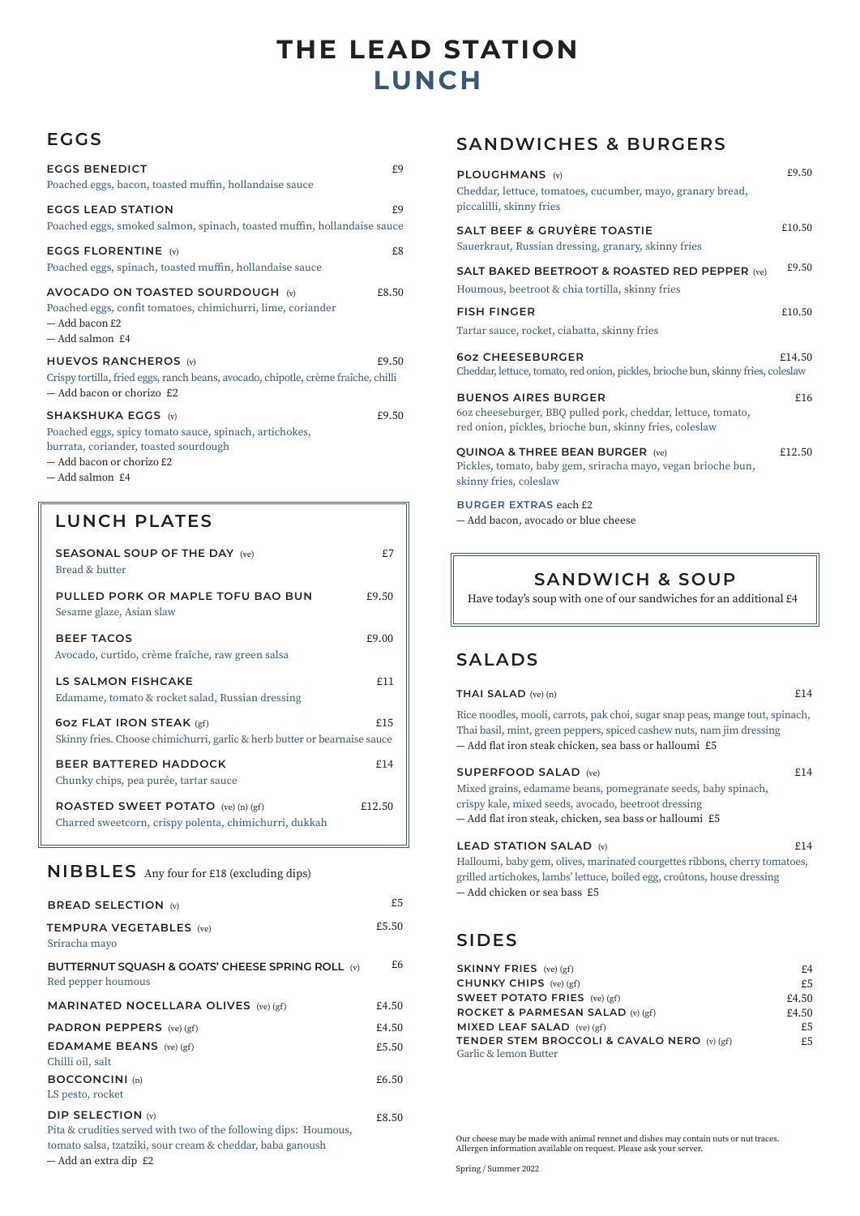# THE LEAD STATION
# LUNCH

## EGGS

**EGGS BENEDICT** £9
Poached eggs, bacon, toasted muffin, hollandaise sauce

**EGGS LEAD STATION** £9
Poached eggs, smoked salmon, spinach, toasted muffin, hollandaise sauce

**EGGS FLORENTINE** (v) £8
Poached eggs, spinach, toasted muffin, hollandaise sauce

**AVOCADO ON TOASTED SOURDOUGH** (v) £8.50
Poached eggs, confit tomatoes, chimichurri, lime, coriander
— Add bacon £2
— Add salmon £4

**HUEVOS RANCHEROS** (v) £9.50
Crispy tortilla, fried eggs, ranch beans, avocado, chipotle, crème fraîche, chilli
— Add bacon or chorizo £2

**SHAKSHUKA EGGS** (v) £9.50
Poached eggs, spicy tomato sauce, spinach, artichokes, burrata, coriander, toasted sourdough
— Add bacon or chorizo £2
— Add salmon £4

## LUNCH PLATES

**SEASONAL SOUP OF THE DAY** (ve) £7
Bread & butter

**PULLED PORK OR MAPLE TOFU BAO BUN** £9.50
Sesame glaze, Asian slaw

**BEEF TACOS** £9.00
Avocado, curtido, crème fraîche, raw green salsa

**LS SALMON FISHCAKE** £11
Edamame, tomato & rocket salad, Russian dressing

**6oz FLAT IRON STEAK** (gf) £15
Skinny fries. Choose chimichurri, garlic & herb butter or bearnaise sauce

**BEER BATTERED HADDOCK** £14
Chunky chips, pea purée, tartar sauce

**ROASTED SWEET POTATO** (ve) (n) (gf) £12.50
Charred sweetcorn, crispy polenta, chimichurri, dukkah

## NIBBLES
Any four for £18 (excluding dips)

**BREAD SELECTION** (v) £5

**TEMPURA VEGETABLES** (ve) £5.50
Sriracha mayo

**BUTTERNUT SQUASH & GOATS' CHEESE SPRING ROLL** (v) £6
Red pepper houmous

**MARINATED NOCELLARA OLIVES** (ve) (gf) £4.50

**PADRON PEPPERS** (ve) (gf) £4.50

**EDAMAME BEANS** (ve) (gf) £5.50
Chilli oil, salt

**BOCCONCINI** (n) £6.50
LS pesto, rocket

**DIP SELECTION** (v) £8.50
Pita & crudities served with two of the following dips: Houmous, tomato salsa, tzatziki, sour cream & cheddar, baba ganoush
— Add an extra dip £2

## SANDWICHES & BURGERS

**PLOUGHMANS** (v) £9.50
Cheddar, lettuce, tomatoes, cucumber, mayo, granary bread, piccalilli, skinny fries

**SALT BEEF & GRUYÈRE TOASTIE** £10.50
Sauerkraut, Russian dressing, granary, skinny fries

**SALT BAKED BEETROOT & ROASTED RED PEPPER** (ve) £9.50
Houmous, beetroot & chia tortilla, skinny fries

**FISH FINGER** £10.50
Tartar sauce, rocket, ciabatta, skinny fries

**6oz CHEESEBURGER** £14.50
Cheddar, lettuce, tomato, red onion, pickles, brioche bun, skinny fries, coleslaw

**BUENOS AIRES BURGER** £16
6oz cheeseburger, BBQ pulled pork, cheddar, lettuce, tomato, red onion, pickles, brioche bun, skinny fries, coleslaw

**QUINOA & THREE BEAN BURGER** (ve) £12.50
Pickles, tomato, baby gem, sriracha mayo, vegan brioche bun, skinny fries, coleslaw

**BURGER EXTRAS** each £2
— Add bacon, avocado or blue cheese

## SANDWICH & SOUP

Have today's soup with one of our sandwiches for an additional £4

## SALADS

**THAI SALAD** (ve) (n) £14
Rice noodles, mooli, carrots, pak choi, sugar snap peas, mange tout, spinach, Thai basil, mint, green peppers, spiced cashew nuts, nam jim dressing
— Add flat iron steak chicken, sea bass or halloumi £5

**SUPERFOOD SALAD** (ve) £14
Mixed grains, edamame beans, pomegranate seeds, baby spinach, crispy kale, mixed seeds, avocado, beetroot dressing
— Add flat iron steak, chicken, sea bass or halloumi £5

**LEAD STATION SALAD** (v) £14
Halloumi, baby gem, olives, marinated courgettes ribbons, cherry tomatoes, grilled artichokes, lambs' lettuce, boiled egg, croûtons, house dressing
— Add chicken or sea bass £5

## SIDES

**SKINNY FRIES** (ve) (gf) £4
**CHUNKY CHIPS** (ve) (gf) £5
**SWEET POTATO FRIES** (ve) (gf) £4.50
**ROCKET & PARMESAN SALAD** (v) (gf) £4.50
**MIXED LEAF SALAD** (ve) (gf) £5
**TENDER STEM BROCCOLI & CAVALO NERO** (v) (gf) £5
Garlic & lemon Butter

Our cheese may be made with animal rennet and dishes may contain nuts or nut traces. Allergen information available on request. Please ask your server.

Spring / Summer 2022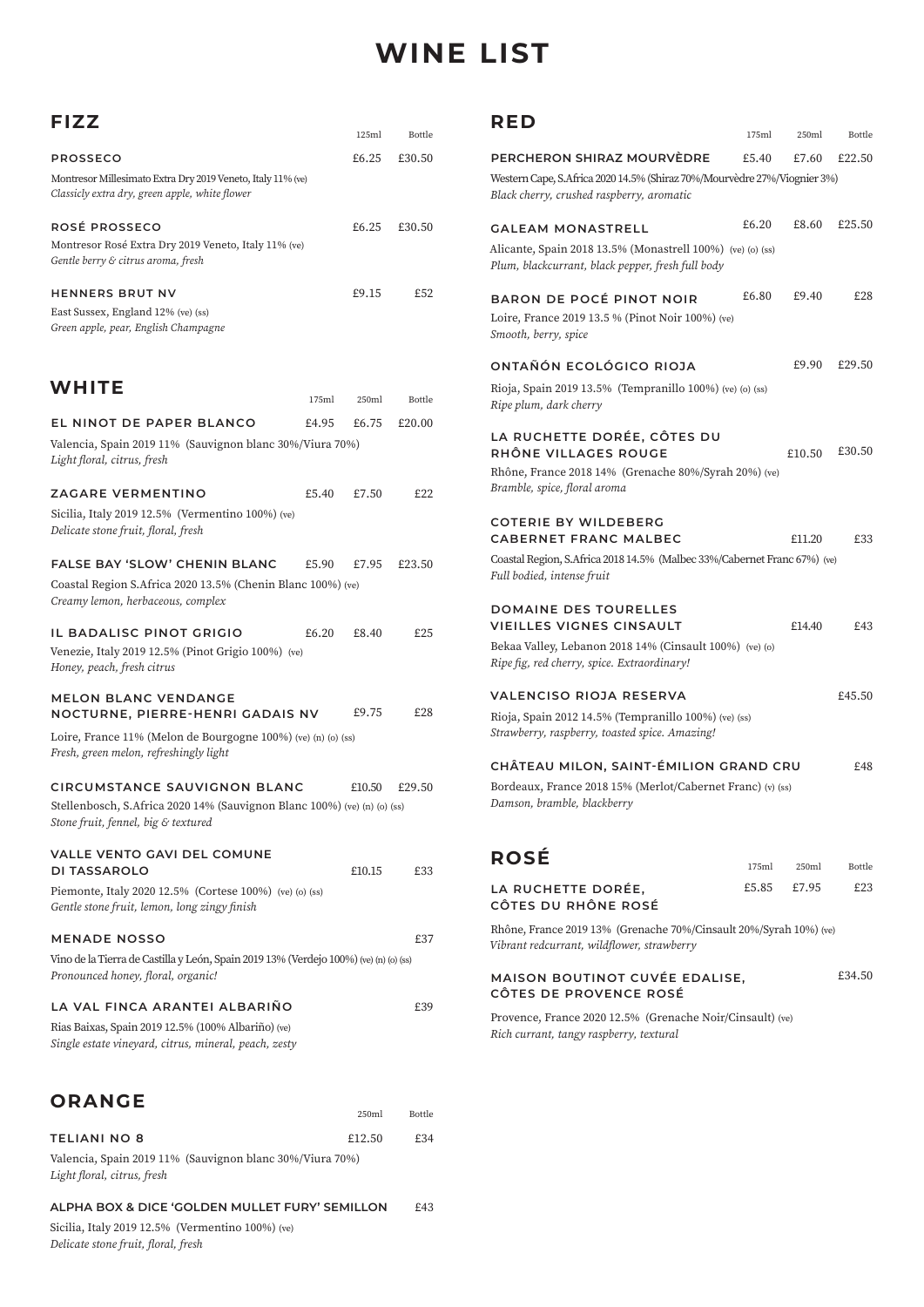# WINE LIST

## FIZZ

| | 125ml | Bottle |
|---|---|---|
| **PROSECCO** | £6.25 | £30.50 |
| **ROSÉ PROSECCO** | £6.25 | £30.50 |
| **HENNERS BRUT NV** | £9.15 | £52 |

**PROSECCO**
Montresor Millesimato Extra Dry 2019 Veneto, Italy 11% (ve)
*Classicly extra dry, green apple, white flower*

**ROSÉ PROSECCO**
Montresor Rosé Extra Dry 2019 Veneto, Italy 11% (ve)
*Gentle berry & citrus aroma, fresh*

**HENNERS BRUT NV**
East Sussex, England 12% (ve) (ss)
*Green apple, pear, English Champagne*

## WHITE

| | 175ml | 250ml | Bottle |
|---|---|---|---|
| **EL NINOT DE PAPER BLANCO** | £4.95 | £6.75 | £20.00 |
| **ZAGARE VERMENTINO** | £5.40 | £7.50 | £22 |
| **FALSE BAY 'SLOW' CHENIN BLANC** | £5.90 | £7.95 | £23.50 |
| **IL BADALISC PINOT GRIGIO** | £6.20 | £8.40 | £25 |
| **MELON BLANC VENDANGE NOCTURNE, PIERRE-HENRI GADAIS NV** | | £9.75 | £28 |
| **CIRCUMSTANCE SAUVIGNON BLANC** | | £10.50 | £29.50 |
| **VALLE VENTO GAVI DEL COMUNE DI TASSAROLO** | | £10.15 | £33 |
| **MENADE NOSSO** | | | £37 |
| **LA VAL FINCA ARANTEI ALBARIÑO** | | | £39 |

**EL NINOT DE PAPER BLANCO**
Valencia, Spain 2019 11% (Sauvignon blanc 30%/Viura 70%)
*Light floral, citrus, fresh*

**ZAGARE VERMENTINO**
Sicilia, Italy 2019 12.5% (Vermentino 100%) (ve)
*Delicate stone fruit, floral, fresh*

**FALSE BAY 'SLOW' CHENIN BLANC**
Coastal Region S.Africa 2020 13.5% (Chenin Blanc 100%) (ve)
*Creamy lemon, herbaceous, complex*

**IL BADALISC PINOT GRIGIO**
Venezie, Italy 2019 12.5% (Pinot Grigio 100%) (ve)
*Honey, peach, fresh citrus*

**MELON BLANC VENDANGE NOCTURNE, PIERRE-HENRI GADAIS NV**
Loire, France 11% (Melon de Bourgogne 100%) (ve) (n) (o) (ss)
*Fresh, green melon, refreshingly light*

**CIRCUMSTANCE SAUVIGNON BLANC**
Stellenbosch, S.Africa 2020 14% (Sauvignon Blanc 100%) (ve) (n) (o) (ss)
*Stone fruit, fennel, big & textured*

**VALLE VENTO GAVI DEL COMUNE DI TASSAROLO**
Piemonte, Italy 2020 12.5% (Cortese 100%) (ve) (o) (ss)
*Gentle stone fruit, lemon, long zingy finish*

**MENADE NOSSO**
Vino de la Tierra de Castilla y León, Spain 2019 13% (Verdejo 100%) (ve) (n) (o) (ss)
*Pronounced honey, floral, organic!*

**LA VAL FINCA ARANTEI ALBARIÑO**
Rias Baixas, Spain 2019 12.5% (100% Albariño) (ve)
*Single estate vineyard, citrus, mineral, peach, zesty*

## ORANGE

| | 250ml | Bottle |
|---|---|---|
| **TELIANI NO 8** | £12.50 | £34 |
| **ALPHA BOX & DICE 'GOLDEN MULLET FURY' SEMILLON** | | £43 |

**TELIANI NO 8**
Valencia, Spain 2019 11% (Sauvignon blanc 30%/Viura 70%)
*Light floral, citrus, fresh*

**ALPHA BOX & DICE 'GOLDEN MULLET FURY' SEMILLON**
Sicilia, Italy 2019 12.5% (Vermentino 100%) (ve)
*Delicate stone fruit, floral, fresh*

## RED

| | 175ml | 250ml | Bottle |
|---|---|---|---|
| **PERCHERON SHIRAZ MOURVÈDRE** | £5.40 | £7.60 | £22.50 |
| **GALEAM MONASTRELL** | £6.20 | £8.60 | £25.50 |
| **BARON DE POCÉ PINOT NOIR** | £6.80 | £9.40 | £28 |
| **ONTAÑÓN ECOLÓGICO RIOJA** | | £9.90 | £29.50 |
| **LA RUCHETTE DORÉE, CÔTES DU RHÔNE VILLAGES ROUGE** | | £10.50 | £30.50 |
| **COTERIE BY WILDEBERG CABERNET FRANC MALBEC** | | £11.20 | £33 |
| **DOMAINE DES TOURELLES VIEILLES VIGNES CINSAULT** | | £14.40 | £43 |
| **VALENCISO RIOJA RESERVA** | | | £45.50 |
| **CHÂTEAU MILON, SAINT-ÉMILION GRAND CRU** | | | £48 |

**PERCHERON SHIRAZ MOURVÈDRE**
Western Cape, S.Africa 2020 14.5% (Shiraz 70%/Mourvèdre 27%/Viognier 3%)
*Black cherry, crushed raspberry, aromatic*

**GALEAM MONASTRELL**
Alicante, Spain 2018 13.5% (Monastrell 100%) (ve) (o) (ss)
*Plum, blackcurrant, black pepper, fresh full body*

**BARON DE POCÉ PINOT NOIR**
Loire, France 2019 13.5 % (Pinot Noir 100%) (ve)
*Smooth, berry, spice*

**ONTAÑÓN ECOLÓGICO RIOJA**
Rioja, Spain 2019 13.5% (Tempranillo 100%) (ve) (o) (ss)
*Ripe plum, dark cherry*

**LA RUCHETTE DORÉE, CÔTES DU RHÔNE VILLAGES ROUGE**
Rhône, France 2018 14% (Grenache 80%/Syrah 20%) (ve)
*Bramble, spice, floral aroma*

**COTERIE BY WILDEBERG CABERNET FRANC MALBEC**
Coastal Region, S.Africa 2018 14.5% (Malbec 33%/Cabernet Franc 67%) (ve)
*Full bodied, intense fruit*

**DOMAINE DES TOURELLES VIEILLES VIGNES CINSAULT**
Bekaa Valley, Lebanon 2018 14% (Cinsault 100%) (ve) (o)
*Ripe fig, red cherry, spice. Extraordinary!*

**VALENCISO RIOJA RESERVA**
Rioja, Spain 2012 14.5% (Tempranillo 100%) (ve) (ss)
*Strawberry, raspberry, toasted spice. Amazing!*

**CHÂTEAU MILON, SAINT-ÉMILION GRAND CRU**
Bordeaux, France 2018 15% (Merlot/Cabernet Franc) (v) (ss)
*Damson, bramble, blackberry*

## ROSÉ

| | 175ml | 250ml | Bottle |
|---|---|---|---|
| **LA RUCHETTE DORÉE, CÔTES DU RHÔNE ROSÉ** | £5.85 | £7.95 | £23 |
| **MAISON BOUTINOT CUVÉE EDALISE, CÔTES DE PROVENCE ROSÉ** | | | £34.50 |

**LA RUCHETTE DORÉE, CÔTES DU RHÔNE ROSÉ**
Rhône, France 2019 13% (Grenache 70%/Cinsault 20%/Syrah 10%) (ve)
*Vibrant redcurrant, wildflower, strawberry*

**MAISON BOUTINOT CUVÉE EDALISE, CÔTES DE PROVENCE ROSÉ**
Provence, France 2020 12.5% (Grenache Noir/Cinsault) (ve)
*Rich currant, tangy raspberry, textural*